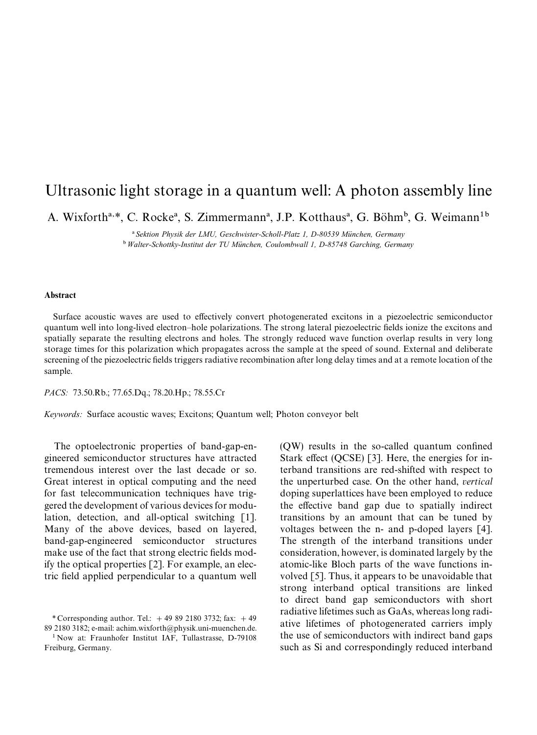# Ultrasonic light storage in a quantum well: A photon assembly line

A. Wixforth[a,*], C. Rocke[a], S. Zimmermann[a], J.P. Kotthaus[a], G. Böhm[b], G. Weimann[1b]

[a] *Sektion Physik der LMU, Geschwister-Scholl-Platz 1, D-80539 München, Germany*

[b] *Walter-Schottky-Institut der TU München, Coulombwall 1, D-85748 Garching, Germany*

### Abstract

Surface acoustic waves are used to effectively convert photogenerated excitons in a piezoelectric semiconductor quantum well into long-lived electron–hole polarizations. The strong lateral piezoelectric fields ionize the excitons and spatially separate the resulting electrons and holes. The strongly reduced wave function overlap results in very long storage times for this polarization which propagates across the sample at the speed of sound. External and deliberate screening of the piezoelectric fields triggers radiative recombination after long delay times and at a remote location of the sample.

*PACS:* 73.50.Rb.; 77.65.Dq.; 78.20.Hp.; 78.55.Cr

*Keywords:* Surface acoustic waves; Excitons; Quantum well; Photon conveyor belt

The optoelectronic properties of band-gap-engineered semiconductor structures have attracted tremendous interest over the last decade or so. Great interest in optical computing and the need for fast telecommunication techniques have triggered the development of various devices for modulation, detection, and all-optical switching [1]. Many of the above devices, based on layered, band-gap-engineered semiconductor structures make use of the fact that strong electric fields modify the optical properties [2]. For example, an electric field applied perpendicular to a quantum well (QW) results in the so-called quantum confined Stark effect (QCSE) [3]. Here, the energies for interband transitions are red-shifted with respect to the unperturbed case. On the other hand, *vertical* doping superlattices have been employed to reduce the effective band gap due to spatially indirect transitions by an amount that can be tuned by voltages between the n- and p-doped layers [4]. The strength of the interband transitions under consideration, however, is dominated largely by the atomic-like Bloch parts of the wave functions involved [5]. Thus, it appears to be unavoidable that strong interband optical transitions are linked to direct band gap semiconductors with short radiative lifetimes such as GaAs, whereas long radiative lifetimes of photogenerated carriers imply the use of semiconductors with indirect band gaps such as Si and correspondingly reduced interband

\* Corresponding author. Tel.: + 49 89 2180 3732; fax: + 49 89 2180 3182; e-mail: achim.wixforth@physik.uni-muenchen.de.

[1] Now at: Fraunhofer Institut IAF, Tullastrasse, D-79108 Freiburg, Germany.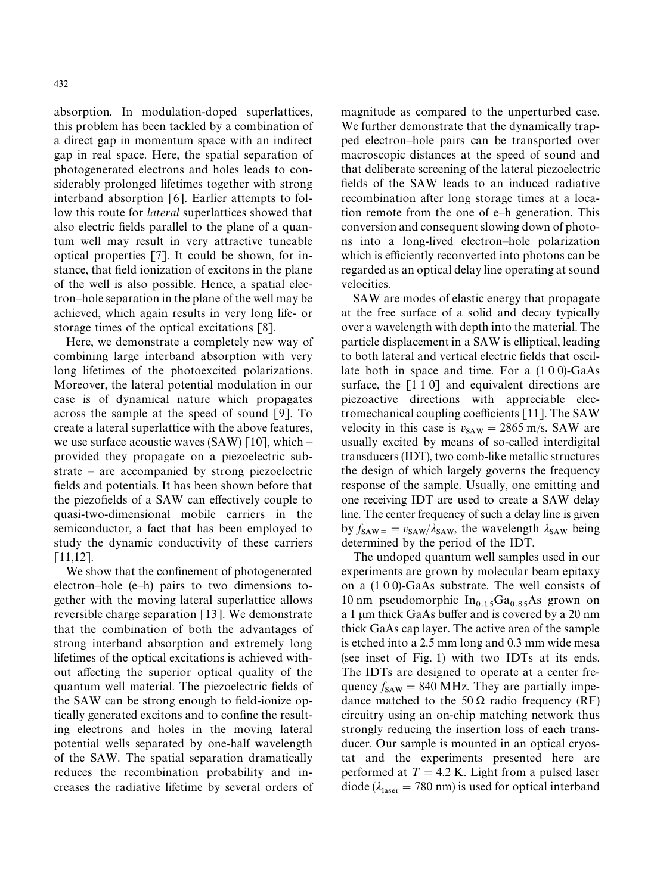absorption. In modulation-doped superlattices, this problem has been tackled by a combination of a direct gap in momentum space with an indirect gap in real space. Here, the spatial separation of photogenerated electrons and holes leads to considerably prolonged lifetimes together with strong interband absorption [6]. Earlier attempts to follow this route for *lateral* superlattices showed that also electric fields parallel to the plane of a quantum well may result in very attractive tuneable optical properties [7]. It could be shown, for instance, that field ionization of excitons in the plane of the well is also possible. Hence, a spatial electron–hole separation in the plane of the well may be achieved, which again results in very long life- or storage times of the optical excitations [8].

Here, we demonstrate a completely new way of combining large interband absorption with very long lifetimes of the photoexcited polarizations. Moreover, the lateral potential modulation in our case is of dynamical nature which propagates across the sample at the speed of sound [9]. To create a lateral superlattice with the above features, we use surface acoustic waves (SAW) [10], which – provided they propagate on a piezoelectric substrate – are accompanied by strong piezoelectric fields and potentials. It has been shown before that the piezofields of a SAW can effectively couple to quasi-two-dimensional mobile carriers in the semiconductor, a fact that has been employed to study the dynamic conductivity of these carriers [11,12].

We show that the confinement of photogenerated electron–hole (e–h) pairs to two dimensions together with the moving lateral superlattice allows reversible charge separation [13]. We demonstrate that the combination of both the advantages of strong interband absorption and extremely long lifetimes of the optical excitations is achieved without affecting the superior optical quality of the quantum well material. The piezoelectric fields of the SAW can be strong enough to field-ionize optically generated excitons and to confine the resulting electrons and holes in the moving lateral potential wells separated by one-half wavelength of the SAW. The spatial separation dramatically reduces the recombination probability and increases the radiative lifetime by several orders of magnitude as compared to the unperturbed case. We further demonstrate that the dynamically trapped electron–hole pairs can be transported over macroscopic distances at the speed of sound and that deliberate screening of the lateral piezoelectric fields of the SAW leads to an induced radiative recombination after long storage times at a location remote from the one of e–h generation. This conversion and consequent slowing down of photons into a long-lived electron–hole polarization which is efficiently reconverted into photons can be regarded as an optical delay line operating at sound velocities.

SAW are modes of elastic energy that propagate at the free surface of a solid and decay typically over a wavelength with depth into the material. The particle displacement in a SAW is elliptical, leading to both lateral and vertical electric fields that oscillate both in space and time. For a (1 0 0)-GaAs surface, the [1 1 0] and equivalent directions are piezoactive directions with appreciable electromechanical coupling coefficients [11]. The SAW velocity in this case is $v_{SAW} = 2865$ m/s. SAW are usually excited by means of so-called interdigital transducers (IDT), two comb-like metallic structures the design of which largely governs the frequency response of the sample. Usually, one emitting and one receiving IDT are used to create a SAW delay line. The center frequency of such a delay line is given by $f_{SAW} = v_{SAW}/\lambda_{SAW}$, the wavelength $\lambda_{SAW}$ being determined by the period of the IDT.

The undoped quantum well samples used in our experiments are grown by molecular beam epitaxy on a (1 0 0)-GaAs substrate. The well consists of 10 nm pseudomorphic $In_{0.15}Ga_{0.85}As$ grown on a 1 μm thick GaAs buffer and is covered by a 20 nm thick GaAs cap layer. The active area of the sample is etched into a 2.5 mm long and 0.3 mm wide mesa (see inset of Fig. 1) with two IDTs at its ends. The IDTs are designed to operate at a center frequency $f_{SAW} = 840$ MHz. They are partially impedance matched to the 50 Ω radio frequency (RF) circuitry using an on-chip matching network thus strongly reducing the insertion loss of each transducer. Our sample is mounted in an optical cryostat and the experiments presented here are performed at $T = 4.2$ K. Light from a pulsed laser diode ($\lambda_{laser} = 780$ nm) is used for optical interband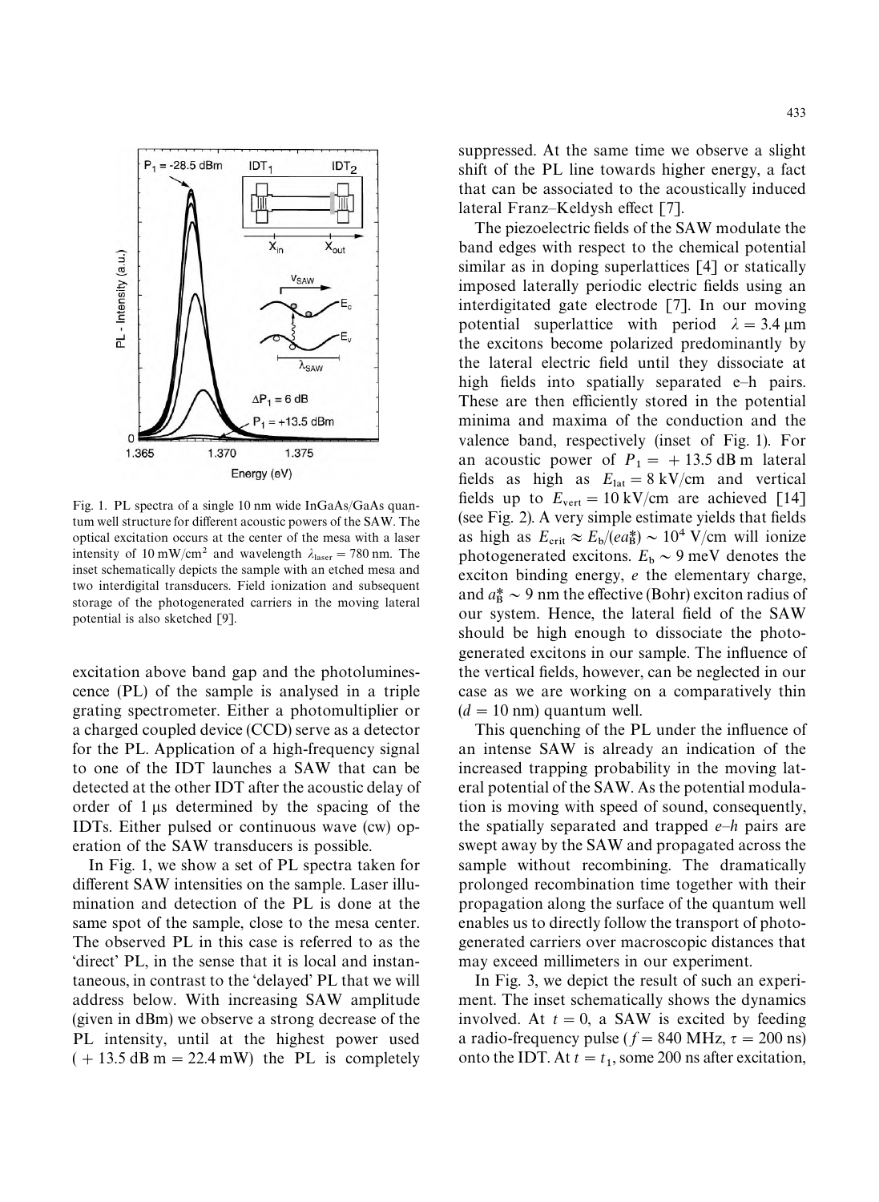Fig. 1. PL spectra of a single 10 nm wide InGaAs/GaAs quantum well structure for different acoustic powers of the SAW. The optical excitation occurs at the center of the mesa with a laser intensity of $10\,\mathrm{mW/cm^2}$ and wavelength $\lambda_{\mathrm{laser}} = 780\,\mathrm{nm}$. The inset schematically depicts the sample with an etched mesa and two interdigital transducers. Field ionization and subsequent storage of the photogenerated carriers in the moving lateral potential is also sketched [9].

excitation above band gap and the photoluminescence (PL) of the sample is analysed in a triple grating spectrometer. Either a photomultiplier or a charged coupled device (CCD) serve as a detector for the PL. Application of a high-frequency signal to one of the IDT launches a SAW that can be detected at the other IDT after the acoustic delay of order of $1\,\mu\mathrm{s}$ determined by the spacing of the IDTs. Either pulsed or continuous wave (cw) operation of the SAW transducers is possible.

In Fig. 1, we show a set of PL spectra taken for different SAW intensities on the sample. Laser illumination and detection of the PL is done at the same spot of the sample, close to the mesa center. The observed PL in this case is referred to as the 'direct' PL, in the sense that it is local and instantaneous, in contrast to the 'delayed' PL that we will address below. With increasing SAW amplitude (given in dBm) we observe a strong decrease of the PL intensity, until at the highest power used ($+13.5\,\mathrm{dB\,m} = 22.4\,\mathrm{mW}$) the PL is completely suppressed. At the same time we observe a slight shift of the PL line towards higher energy, a fact that can be associated to the acoustically induced lateral Franz–Keldysh effect [7].

The piezoelectric fields of the SAW modulate the band edges with respect to the chemical potential similar as in doping superlattices [4] or statically imposed laterally periodic electric fields using an interdigitated gate electrode [7]. In our moving potential superlattice with period $\lambda = 3.4\,\mu\mathrm{m}$ the excitons become polarized predominantly by the lateral electric field until they dissociate at high fields into spatially separated e–h pairs. These are then efficiently stored in the potential minima and maxima of the conduction and the valence band, respectively (inset of Fig. 1). For an acoustic power of $P_1 = +13.5\,\mathrm{dB\,m}$ lateral fields as high as $E_{\mathrm{lat}} = 8\,\mathrm{kV/cm}$ and vertical fields up to $E_{\mathrm{vert}} = 10\,\mathrm{kV/cm}$ are achieved [14] (see Fig. 2). A very simple estimate yields that fields as high as $E_{\mathrm{crit}} \approx E_{\mathrm{b}}/(ea_{\mathrm{B}}^{*}) \sim 10^4\,\mathrm{V/cm}$ will ionize photogenerated excitons. $E_{\mathrm{b}} \sim 9\,\mathrm{meV}$ denotes the exciton binding energy, $e$ the elementary charge, and $a_{\mathrm{B}}^{*} \sim 9\,\mathrm{nm}$ the effective (Bohr) exciton radius of our system. Hence, the lateral field of the SAW should be high enough to dissociate the photogenerated excitons in our sample. The influence of the vertical fields, however, can be neglected in our case as we are working on a comparatively thin ($d = 10\,\mathrm{nm}$) quantum well.

This quenching of the PL under the influence of an intense SAW is already an indication of the increased trapping probability in the moving lateral potential of the SAW. As the potential modulation is moving with speed of sound, consequently, the spatially separated and trapped $e$–$h$ pairs are swept away by the SAW and propagated across the sample without recombining. The dramatically prolonged recombination time together with their propagation along the surface of the quantum well enables us to directly follow the transport of photogenerated carriers over macroscopic distances that may exceed millimeters in our experiment.

In Fig. 3, we depict the result of such an experiment. The inset schematically shows the dynamics involved. At $t = 0$, a SAW is excited by feeding a radio-frequency pulse ($f = 840\,\mathrm{MHz}$, $\tau = 200\,\mathrm{ns}$) onto the IDT. At $t = t_1$, some 200 ns after excitation,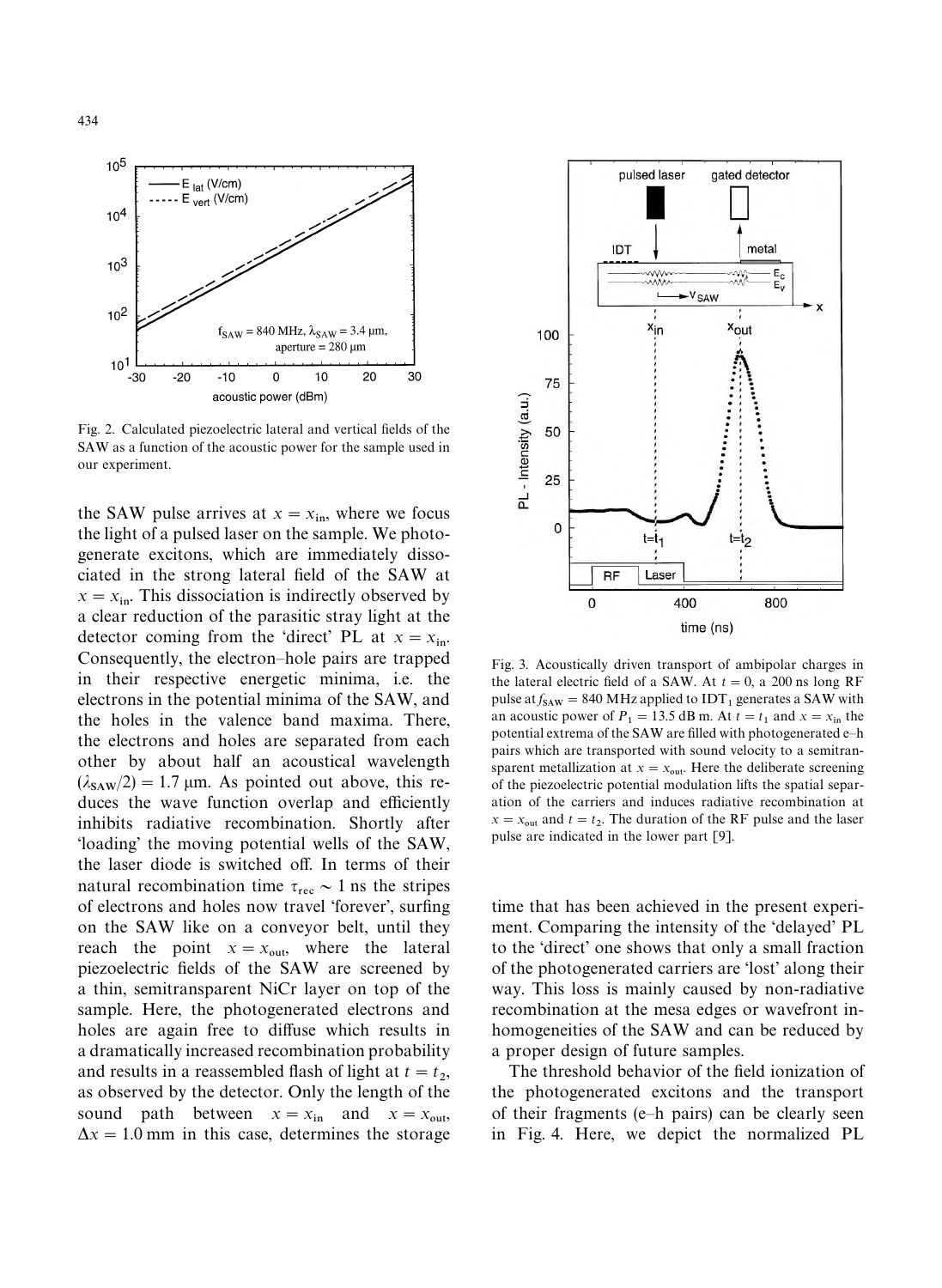Fig. 2. Calculated piezoelectric lateral and vertical fields of the SAW as a function of the acoustic power for the sample used in our experiment.

the SAW pulse arrives at $x = x_{in}$, where we focus the light of a pulsed laser on the sample. We photogenerate excitons, which are immediately dissociated in the strong lateral field of the SAW at $x = x_{in}$. This dissociation is indirectly observed by a clear reduction of the parasitic stray light at the detector coming from the 'direct' PL at $x = x_{in}$. Consequently, the electron–hole pairs are trapped in their respective energetic minima, i.e. the electrons in the potential minima of the SAW, and the holes in the valence band maxima. There, the electrons and holes are separated from each other by about half an acoustical wavelength $(\lambda_{SAW}/2) = 1.7$ μm. As pointed out above, this reduces the wave function overlap and efficiently inhibits radiative recombination. Shortly after 'loading' the moving potential wells of the SAW, the laser diode is switched off. In terms of their natural recombination time $\tau_{rec} \sim 1$ ns the stripes of electrons and holes now travel 'forever', surfing on the SAW like on a conveyor belt, until they reach the point $x = x_{out}$, where the lateral piezoelectric fields of the SAW are screened by a thin, semitransparent NiCr layer on top of the sample. Here, the photogenerated electrons and holes are again free to diffuse which results in a dramatically increased recombination probability and results in a reassembled flash of light at $t = t_2$, as observed by the detector. Only the length of the sound path between $x = x_{in}$ and $x = x_{out}$, $\Delta x = 1.0$ mm in this case, determines the storage time that has been achieved in the present experiment. Comparing the intensity of the 'delayed' PL to the 'direct' one shows that only a small fraction of the photogenerated carriers are 'lost' along their way. This loss is mainly caused by non-radiative recombination at the mesa edges or wavefront inhomogeneities of the SAW and can be reduced by a proper design of future samples.

Fig. 3. Acoustically driven transport of ambipolar charges in the lateral electric field of a SAW. At $t = 0$, a 200 ns long RF pulse at $f_{SAW} = 840$ MHz applied to $IDT_1$ generates a SAW with an acoustic power of $P_1 = 13.5$ dB m. At $t = t_1$ and $x = x_{in}$ the potential extrema of the SAW are filled with photogenerated e–h pairs which are transported with sound velocity to a semitransparent metallization at $x = x_{out}$. Here the deliberate screening of the piezoelectric potential modulation lifts the spatial separation of the carriers and induces radiative recombination at $x = x_{out}$ and $t = t_2$. The duration of the RF pulse and the laser pulse are indicated in the lower part [9].

The threshold behavior of the field ionization of the photogenerated excitons and the transport of their fragments (e–h pairs) can be clearly seen in Fig. 4. Here, we depict the normalized PL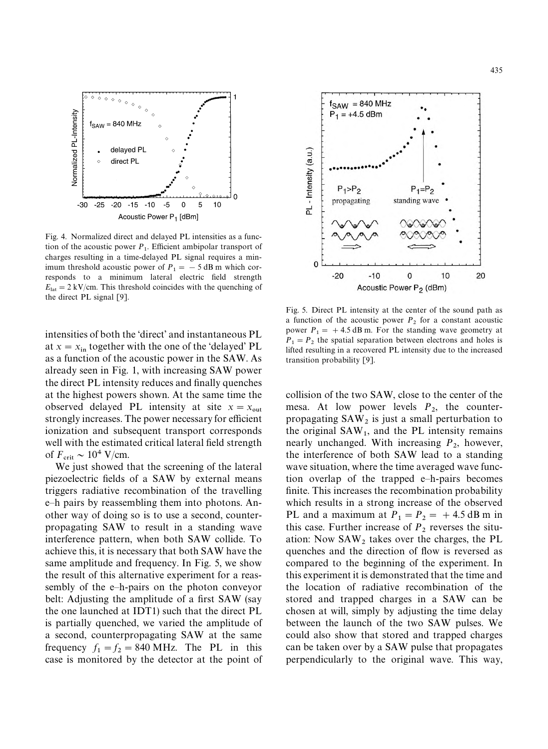Fig. 4. Normalized direct and delayed PL intensities as a function of the acoustic power $P_1$. Efficient ambipolar transport of charges resulting in a time-delayed PL signal requires a minimum threshold acoustic power of $P_1 = -5$ dB m which corresponds to a minimum lateral electric field strength $E_{\text{lat}} = 2$ kV/cm. This threshold coincides with the quenching of the direct PL signal [9].

intensities of both the 'direct' and instantaneous PL at $x = x_{\text{in}}$ together with the one of the 'delayed' PL as a function of the acoustic power in the SAW. As already seen in Fig. 1, with increasing SAW power the direct PL intensity reduces and finally quenches at the highest powers shown. At the same time the observed delayed PL intensity at site $x = x_{\text{out}}$ strongly increases. The power necessary for efficient ionization and subsequent transport corresponds well with the estimated critical lateral field strength of $F_{\text{crit}} \sim 10^4$ V/cm.

We just showed that the screening of the lateral piezoelectric fields of a SAW by external means triggers radiative recombination of the travelling e–h pairs by reassembling them into photons. Another way of doing so is to use a second, counterpropagating SAW to result in a standing wave interference pattern, when both SAW collide. To achieve this, it is necessary that both SAW have the same amplitude and frequency. In Fig. 5, we show the result of this alternative experiment for a reassembly of the e–h-pairs on the photon conveyor belt: Adjusting the amplitude of a first SAW (say the one launched at IDT1) such that the direct PL is partially quenched, we varied the amplitude of a second, counterpropagating SAW at the same frequency $f_1 = f_2 = 840$ MHz. The PL in this case is monitored by the detector at the point of collision of the two SAW, close to the center of the mesa. At low power levels $P_2$, the counterpropagating $\text{SAW}_2$ is just a small perturbation to the original $\text{SAW}_1$, and the PL intensity remains nearly unchanged. With increasing $P_2$, however, the interference of both SAW lead to a standing wave situation, where the time averaged wave function overlap of the trapped e–h-pairs becomes finite. This increases the recombination probability which results in a strong increase of the observed PL and a maximum at $P_1 = P_2 = +4.5$ dB m in this case. Further increase of $P_2$ reverses the situation: Now $\text{SAW}_2$ takes over the charges, the PL quenches and the direction of flow is reversed as compared to the beginning of the experiment. In this experiment it is demonstrated that the time and the location of radiative recombination of the stored and trapped charges in a SAW can be chosen at will, simply by adjusting the time delay between the launch of the two SAW pulses. We could also show that stored and trapped charges can be taken over by a SAW pulse that propagates perpendicularly to the original wave. This way,

Fig. 5. Direct PL intensity at the center of the sound path as a function of the acoustic power $P_2$ for a constant acoustic power $P_1 = +4.5$ dB m. For the standing wave geometry at $P_1 = P_2$ the spatial separation between electrons and holes is lifted resulting in a recovered PL intensity due to the increased transition probability [9].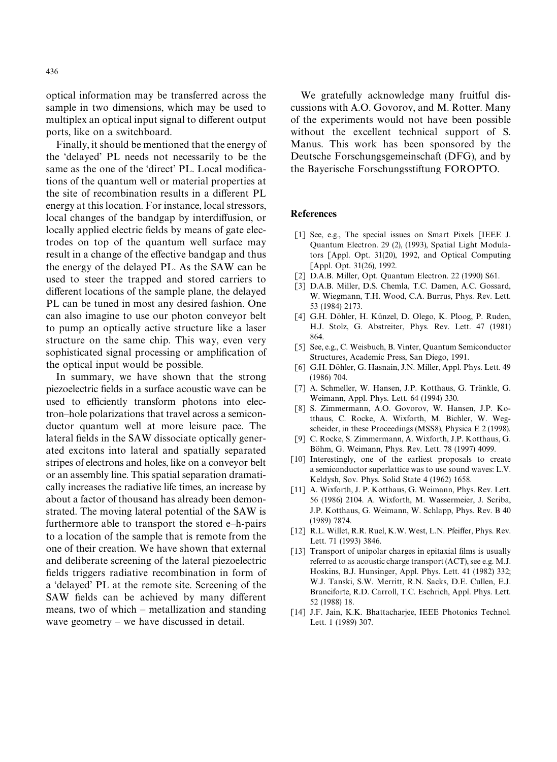optical information may be transferred across the sample in two dimensions, which may be used to multiplex an optical input signal to different output ports, like on a switchboard.

Finally, it should be mentioned that the energy of the 'delayed' PL needs not necessarily to be the same as the one of the 'direct' PL. Local modifications of the quantum well or material properties at the site of recombination results in a different PL energy at this location. For instance, local stressors, local changes of the bandgap by interdiffusion, or locally applied electric fields by means of gate electrodes on top of the quantum well surface may result in a change of the effective bandgap and thus the energy of the delayed PL. As the SAW can be used to steer the trapped and stored carriers to different locations of the sample plane, the delayed PL can be tuned in most any desired fashion. One can also imagine to use our photon conveyor belt to pump an optically active structure like a laser structure on the same chip. This way, even very sophisticated signal processing or amplification of the optical input would be possible.

In summary, we have shown that the strong piezoelectric fields in a surface acoustic wave can be used to efficiently transform photons into electron–hole polarizations that travel across a semiconductor quantum well at more leisure pace. The lateral fields in the SAW dissociate optically generated excitons into lateral and spatially separated stripes of electrons and holes, like on a conveyor belt or an assembly line. This spatial separation dramatically increases the radiative life times, an increase by about a factor of thousand has already been demonstrated. The moving lateral potential of the SAW is furthermore able to transport the stored e–h-pairs to a location of the sample that is remote from the one of their creation. We have shown that external and deliberate screening of the lateral piezoelectric fields triggers radiative recombination in form of a 'delayed' PL at the remote site. Screening of the SAW fields can be achieved by many different means, two of which – metallization and standing wave geometry – we have discussed in detail.

We gratefully acknowledge many fruitful discussions with A.O. Govorov, and M. Rotter. Many of the experiments would not have been possible without the excellent technical support of S. Manus. This work has been sponsored by the Deutsche Forschungsgemeinschaft (DFG), and by the Bayerische Forschungsstiftung FOROPTO.

## References

[1] See, e.g., The special issues on Smart Pixels [IEEE J. Quantum Electron. 29 (2), (1993), Spatial Light Modulators [Appl. Opt. 31(20), 1992, and Optical Computing [Appl. Opt. 31(26), 1992.

[2] D.A.B. Miller, Opt. Quantum Electron. 22 (1990) S61.

[3] D.A.B. Miller, D.S. Chemla, T.C. Damen, A.C. Gossard, W. Wiegmann, T.H. Wood, C.A. Burrus, Phys. Rev. Lett. 53 (1984) 2173.

[4] G.H. Döhler, H. Künzel, D. Olego, K. Ploog, P. Ruden, H.J. Stolz, G. Abstreiter, Phys. Rev. Lett. 47 (1981) 864.

[5] See, e.g., C. Weisbuch, B. Vinter, Quantum Semiconductor Structures, Academic Press, San Diego, 1991.

[6] G.H. Döhler, G. Hasnain, J.N. Miller, Appl. Phys. Lett. 49 (1986) 704.

[7] A. Schmeller, W. Hansen, J.P. Kotthaus, G. Tränkle, G. Weimann, Appl. Phys. Lett. 64 (1994) 330.

[8] S. Zimmermann, A.O. Govorov, W. Hansen, J.P. Kotthaus, C. Rocke, A. Wixforth, M. Bichler, W. Wegscheider, in these Proceedings (MSS8), Physica E 2 (1998).

[9] C. Rocke, S. Zimmermann, A. Wixforth, J.P. Kotthaus, G. Böhm, G. Weimann, Phys. Rev. Lett. 78 (1997) 4099.

[10] Interestingly, one of the earliest proposals to create a semiconductor superlattice was to use sound waves: L.V. Keldysh, Sov. Phys. Solid State 4 (1962) 1658.

[11] A. Wixforth, J. P. Kotthaus, G. Weimann, Phys. Rev. Lett. 56 (1986) 2104. A. Wixforth, M. Wassermeier, J. Scriba, J.P. Kotthaus, G. Weimann, W. Schlapp, Phys. Rev. B 40 (1989) 7874.

[12] R.L. Willet, R.R. Ruel, K.W. West, L.N. Pfeiffer, Phys. Rev. Lett. 71 (1993) 3846.

[13] Transport of unipolar charges in epitaxial films is usually referred to as acoustic charge transport (ACT), see e.g. M.J. Hoskins, B.J. Hunsinger, Appl. Phys. Lett. 41 (1982) 332; W.J. Tanski, S.W. Merritt, R.N. Sacks, D.E. Cullen, E.J. Branciforte, R.D. Carroll, T.C. Eschrich, Appl. Phys. Lett. 52 (1988) 18.

[14] J.F. Jain, K.K. Bhattacharjee, IEEE Photonics Technol. Lett. 1 (1989) 307.